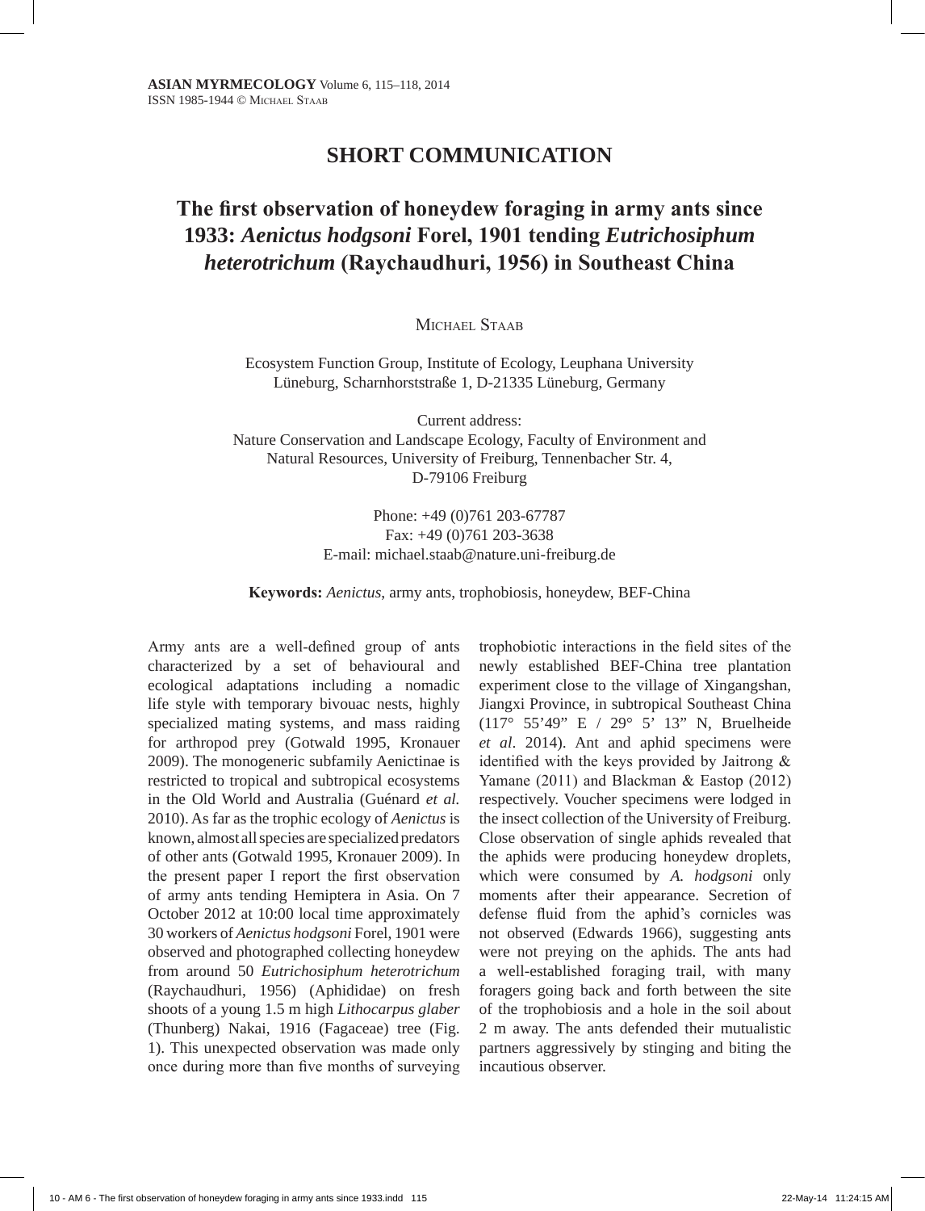**ASIAN MYRMECOLOGY** Volume 6, 115–118, 2014
ISSN 1985-1944 © Michael Staab

## SHORT COMMUNICATION

# The first observation of honeydew foraging in army ants since 1933: *Aenictus hodgsoni* Forel, 1901 tending *Eutrichosiphum heterotrichum* (Raychaudhuri, 1956) in Southeast China

Michael Staab

Ecosystem Function Group, Institute of Ecology, Leuphana University Lüneburg, Scharnhorststraße 1, D-21335 Lüneburg, Germany

Current address:
Nature Conservation and Landscape Ecology, Faculty of Environment and Natural Resources, University of Freiburg, Tennenbacher Str. 4, D-79106 Freiburg

Phone: +49 (0)761 203-67787
Fax: +49 (0)761 203-3638
E-mail: michael.staab@nature.uni-freiburg.de

**Keywords:** *Aenictus*, army ants, trophobiosis, honeydew, BEF-China

Army ants are a well-defined group of ants characterized by a set of behavioural and ecological adaptations including a nomadic life style with temporary bivouac nests, highly specialized mating systems, and mass raiding for arthropod prey (Gotwald 1995, Kronauer 2009). The monogeneric subfamily Aenictinae is restricted to tropical and subtropical ecosystems in the Old World and Australia (Guénard *et al.* 2010). As far as the trophic ecology of *Aenictus* is known, almost all species are specialized predators of other ants (Gotwald 1995, Kronauer 2009). In the present paper I report the first observation of army ants tending Hemiptera in Asia. On 7 October 2012 at 10:00 local time approximately 30 workers of *Aenictus hodgsoni* Forel, 1901 were observed and photographed collecting honeydew from around 50 *Eutrichosiphum heterotrichum* (Raychaudhuri, 1956) (Aphididae) on fresh shoots of a young 1.5 m high *Lithocarpus glaber* (Thunberg) Nakai, 1916 (Fagaceae) tree (Fig. 1). This unexpected observation was made only once during more than five months of surveying trophobiotic interactions in the field sites of the newly established BEF-China tree plantation experiment close to the village of Xingangshan, Jiangxi Province, in subtropical Southeast China (117° 55'49" E / 29° 5' 13" N, Bruelheide *et al*. 2014). Ant and aphid specimens were identified with the keys provided by Jaitrong & Yamane (2011) and Blackman & Eastop (2012) respectively. Voucher specimens were lodged in the insect collection of the University of Freiburg. Close observation of single aphids revealed that the aphids were producing honeydew droplets, which were consumed by *A. hodgsoni* only moments after their appearance. Secretion of defense fluid from the aphid's cornicles was not observed (Edwards 1966), suggesting ants were not preying on the aphids. The ants had a well-established foraging trail, with many foragers going back and forth between the site of the trophobiosis and a hole in the soil about 2 m away. The ants defended their mutualistic partners aggressively by stinging and biting the incautious observer.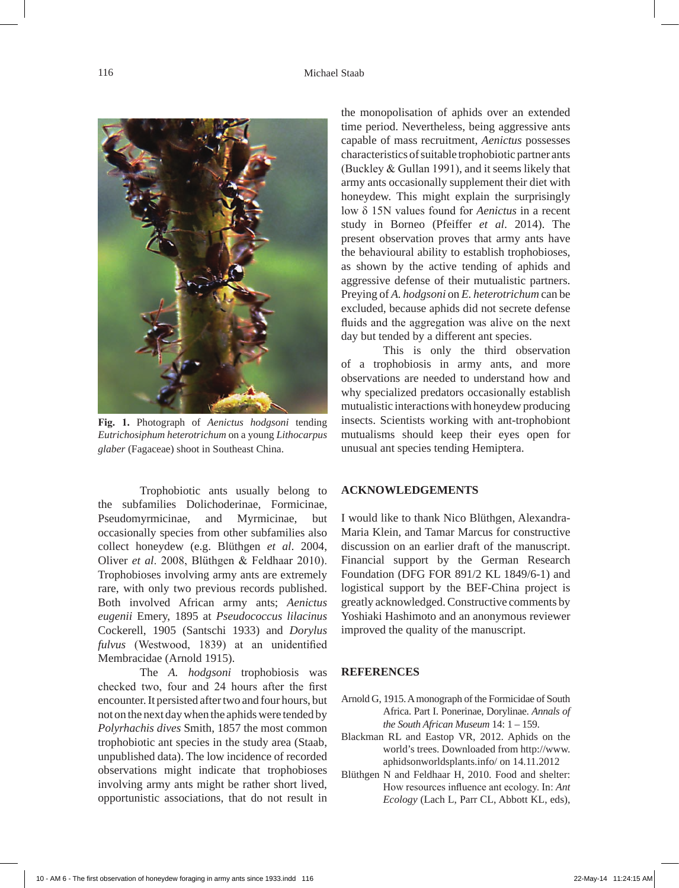**Fig. 1.** Photograph of *Aenictus hodgsoni* tending *Eutrichosiphum heterotrichum* on a young *Lithocarpus glaber* (Fagaceae) shoot in Southeast China.

Trophobiotic ants usually belong to the subfamilies Dolichoderinae, Formicinae, Pseudomyrmicinae, and Myrmicinae, but occasionally species from other subfamilies also collect honeydew (e.g. Blüthgen *et al*. 2004, Oliver *et al*. 2008, Blüthgen & Feldhaar 2010). Trophobioses involving army ants are extremely rare, with only two previous records published. Both involved African army ants; *Aenictus eugenii* Emery, 1895 at *Pseudococcus lilacinus* Cockerell, 1905 (Santschi 1933) and *Dorylus fulvus* (Westwood, 1839) at an unidentified Membracidae (Arnold 1915).

The *A. hodgsoni* trophobiosis was checked two, four and 24 hours after the first encounter. It persisted after two and four hours, but not on the next day when the aphids were tended by *Polyrhachis dives* Smith, 1857 the most common trophobiotic ant species in the study area (Staab, unpublished data). The low incidence of recorded observations might indicate that trophobioses involving army ants might be rather short lived, opportunistic associations, that do not result in the monopolisation of aphids over an extended time period. Nevertheless, being aggressive ants capable of mass recruitment, *Aenictus* possesses characteristics of suitable trophobiotic partner ants (Buckley & Gullan 1991), and it seems likely that army ants occasionally supplement their diet with honeydew. This might explain the surprisingly low δ 15N values found for *Aenictus* in a recent study in Borneo (Pfeiffer *et al*. 2014). The present observation proves that army ants have the behavioural ability to establish trophobioses, as shown by the active tending of aphids and aggressive defense of their mutualistic partners. Preying of *A. hodgsoni* on *E. heterotrichum* can be excluded, because aphids did not secrete defense fluids and the aggregation was alive on the next day but tended by a different ant species.

This is only the third observation of a trophobiosis in army ants, and more observations are needed to understand how and why specialized predators occasionally establish mutualistic interactions with honeydew producing insects. Scientists working with ant-trophobiont mutualisms should keep their eyes open for unusual ant species tending Hemiptera.

## ACKNOWLEDGEMENTS

I would like to thank Nico Blüthgen, Alexandra-Maria Klein, and Tamar Marcus for constructive discussion on an earlier draft of the manuscript. Financial support by the German Research Foundation (DFG FOR 891/2 KL 1849/6-1) and logistical support by the BEF-China project is greatly acknowledged. Constructive comments by Yoshiaki Hashimoto and an anonymous reviewer improved the quality of the manuscript.

## REFERENCES

Arnold G, 1915. A monograph of the Formicidae of South Africa. Part I. Ponerinae, Dorylinae. *Annals of the South African Museum* 14: 1 – 159.

Blackman RL and Eastop VR, 2012. Aphids on the world's trees. Downloaded from http://www.aphidsonworldsplants.info/ on 14.11.2012

Blüthgen N and Feldhaar H, 2010. Food and shelter: How resources influence ant ecology. In: *Ant Ecology* (Lach L, Parr CL, Abbott KL, eds),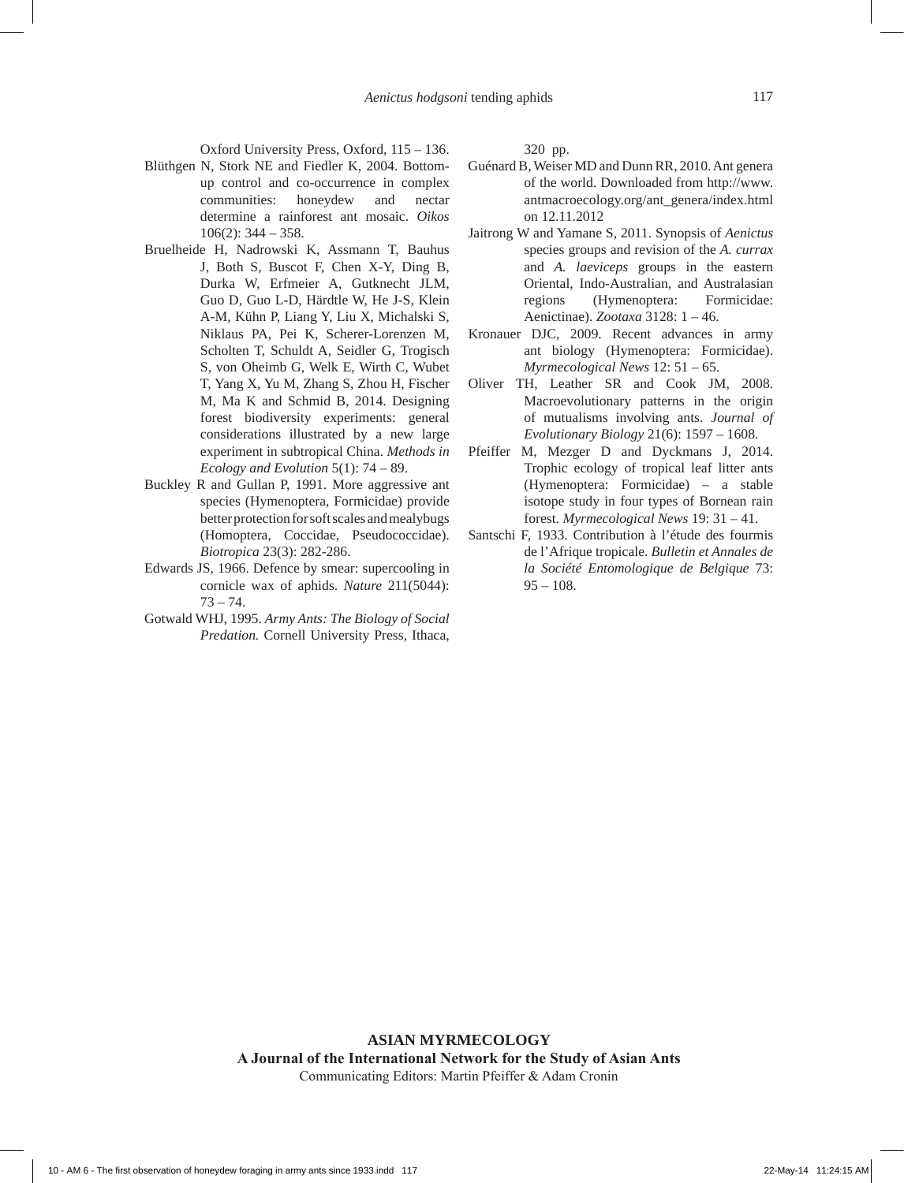Oxford University Press, Oxford, 115 – 136.

Blüthgen N, Stork NE and Fiedler K, 2004. Bottom-up control and co-occurrence in complex communities: honeydew and nectar determine a rainforest ant mosaic. *Oikos* 106(2): 344 – 358.

Bruelheide H, Nadrowski K, Assmann T, Bauhus J, Both S, Buscot F, Chen X-Y, Ding B, Durka W, Erfmeier A, Gutknecht JLM, Guo D, Guo L-D, Härdtle W, He J-S, Klein A-M, Kühn P, Liang Y, Liu X, Michalski S, Niklaus PA, Pei K, Scherer-Lorenzen M, Scholten T, Schuldt A, Seidler G, Trogisch S, von Oheimb G, Welk E, Wirth C, Wubet T, Yang X, Yu M, Zhang S, Zhou H, Fischer M, Ma K and Schmid B, 2014. Designing forest biodiversity experiments: general considerations illustrated by a new large experiment in subtropical China. *Methods in Ecology and Evolution* 5(1): 74 – 89.

Buckley R and Gullan P, 1991. More aggressive ant species (Hymenoptera, Formicidae) provide better protection for soft scales and mealybugs (Homoptera, Coccidae, Pseudococcidae). *Biotropica* 23(3): 282-286.

Edwards JS, 1966. Defence by smear: supercooling in cornicle wax of aphids. *Nature* 211(5044): 73 – 74.

Gotwald WHJ, 1995. *Army Ants: The Biology of Social Predation.* Cornell University Press, Ithaca, 320 pp.

Guénard B, Weiser MD and Dunn RR, 2010. Ant genera of the world. Downloaded from http://www.antmacroecology.org/ant_genera/index.html on 12.11.2012

Jaitrong W and Yamane S, 2011. Synopsis of *Aenictus* species groups and revision of the *A. currax* and *A. laeviceps* groups in the eastern Oriental, Indo-Australian, and Australasian regions (Hymenoptera: Formicidae: Aenictinae). *Zootaxa* 3128: 1 – 46.

Kronauer DJC, 2009. Recent advances in army ant biology (Hymenoptera: Formicidae). *Myrmecological News* 12: 51 – 65.

Oliver TH, Leather SR and Cook JM, 2008. Macroevolutionary patterns in the origin of mutualisms involving ants. *Journal of Evolutionary Biology* 21(6): 1597 – 1608.

Pfeiffer M, Mezger D and Dyckmans J, 2014. Trophic ecology of tropical leaf litter ants (Hymenoptera: Formicidae) – a stable isotope study in four types of Bornean rain forest. *Myrmecological News* 19: 31 – 41.

Santschi F, 1933. Contribution à l'étude des fourmis de l'Afrique tropicale. *Bulletin et Annales de la Société Entomologique de Belgique* 73: 95 – 108.

**ASIAN MYRMECOLOGY**
**A Journal of the International Network for the Study of Asian Ants**
Communicating Editors: Martin Pfeiffer & Adam Cronin